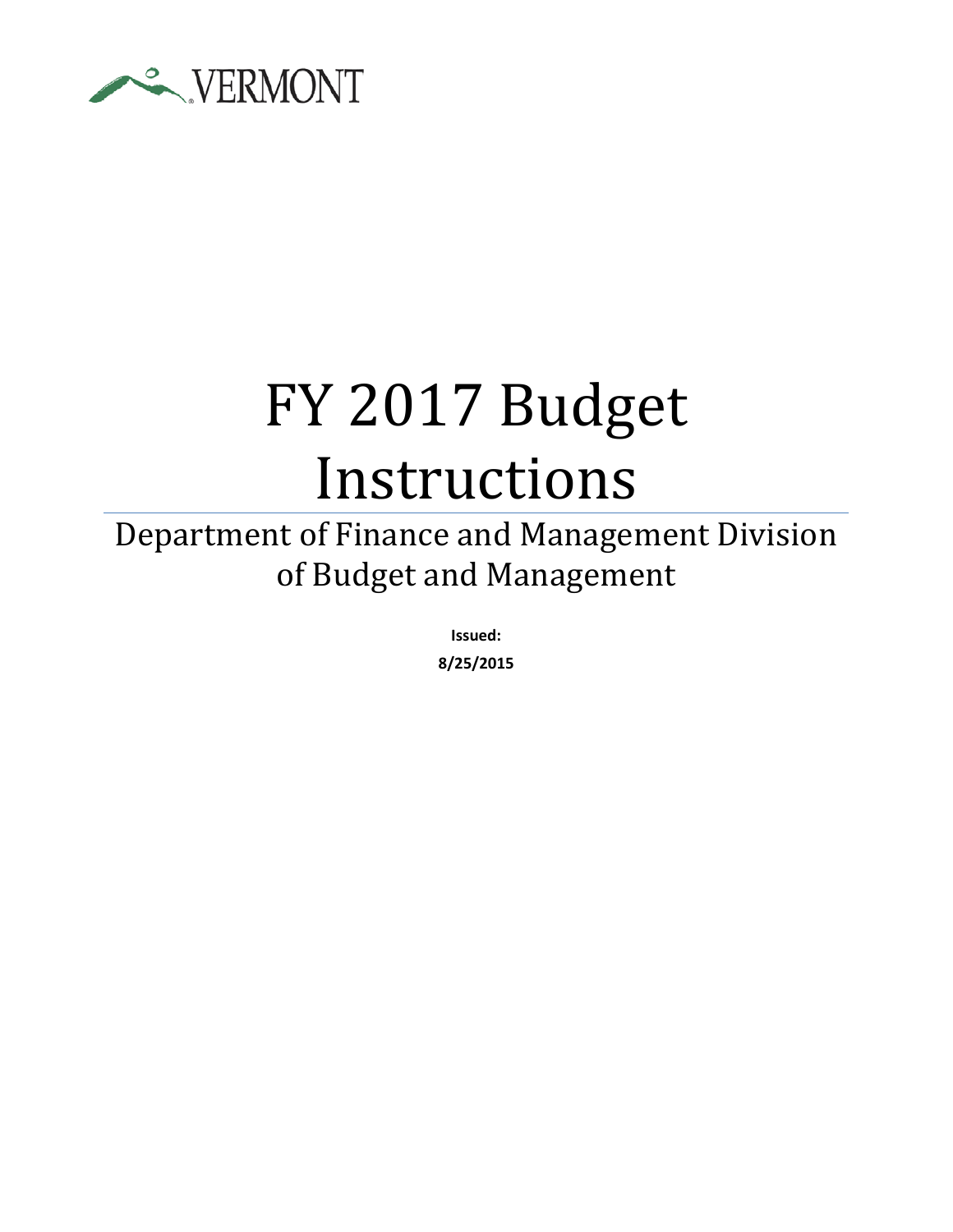VERMONT

# FY 2017 Budget Instructions

## Department of Finance and Management Division of Budget and Management

**Issued:**

**8/25/2015**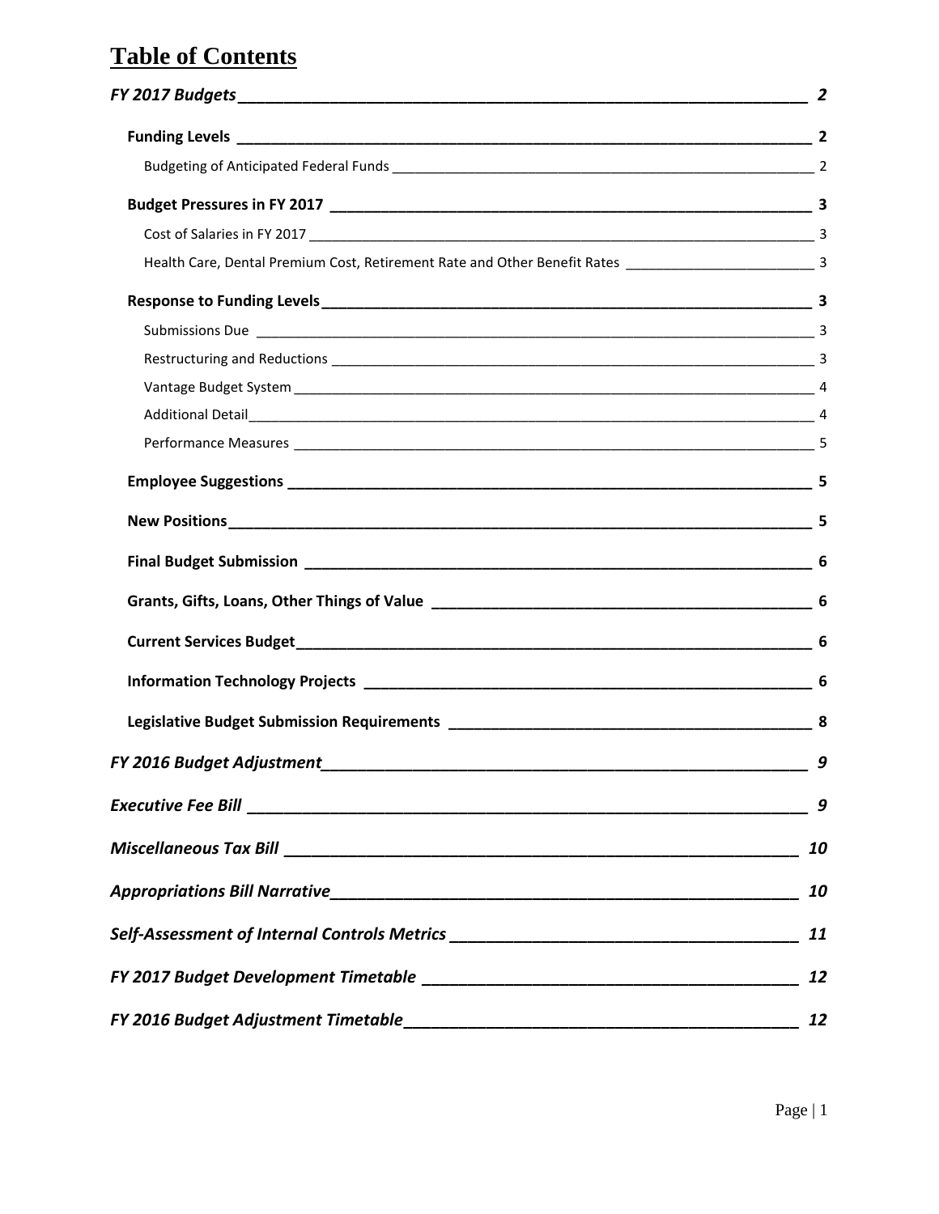# Table of Contents

| | |
|---|---|
| ***FY 2017 Budgets*** | ***2*** |
| **Funding Levels** | **2** |
| Budgeting of Anticipated Federal Funds | 2 |
| **Budget Pressures in FY 2017** | **3** |
| Cost of Salaries in FY 2017 | 3 |
| Health Care, Dental Premium Cost, Retirement Rate and Other Benefit Rates | 3 |
| **Response to Funding Levels** | **3** |
| Submissions Due | 3 |
| Restructuring and Reductions | 3 |
| Vantage Budget System | 4 |
| Additional Detail | 4 |
| Performance Measures | 5 |
| **Employee Suggestions** | **5** |
| **New Positions** | **5** |
| **Final Budget Submission** | **6** |
| **Grants, Gifts, Loans, Other Things of Value** | **6** |
| **Current Services Budget** | **6** |
| **Information Technology Projects** | **6** |
| **Legislative Budget Submission Requirements** | **8** |
| ***FY 2016 Budget Adjustment*** | ***9*** |
| ***Executive Fee Bill*** | ***9*** |
| ***Miscellaneous Tax Bill*** | ***10*** |
| ***Appropriations Bill Narrative*** | ***10*** |
| ***Self-Assessment of Internal Controls Metrics*** | ***11*** |
| ***FY 2017 Budget Development Timetable*** | ***12*** |
| ***FY 2016 Budget Adjustment Timetable*** | ***12*** |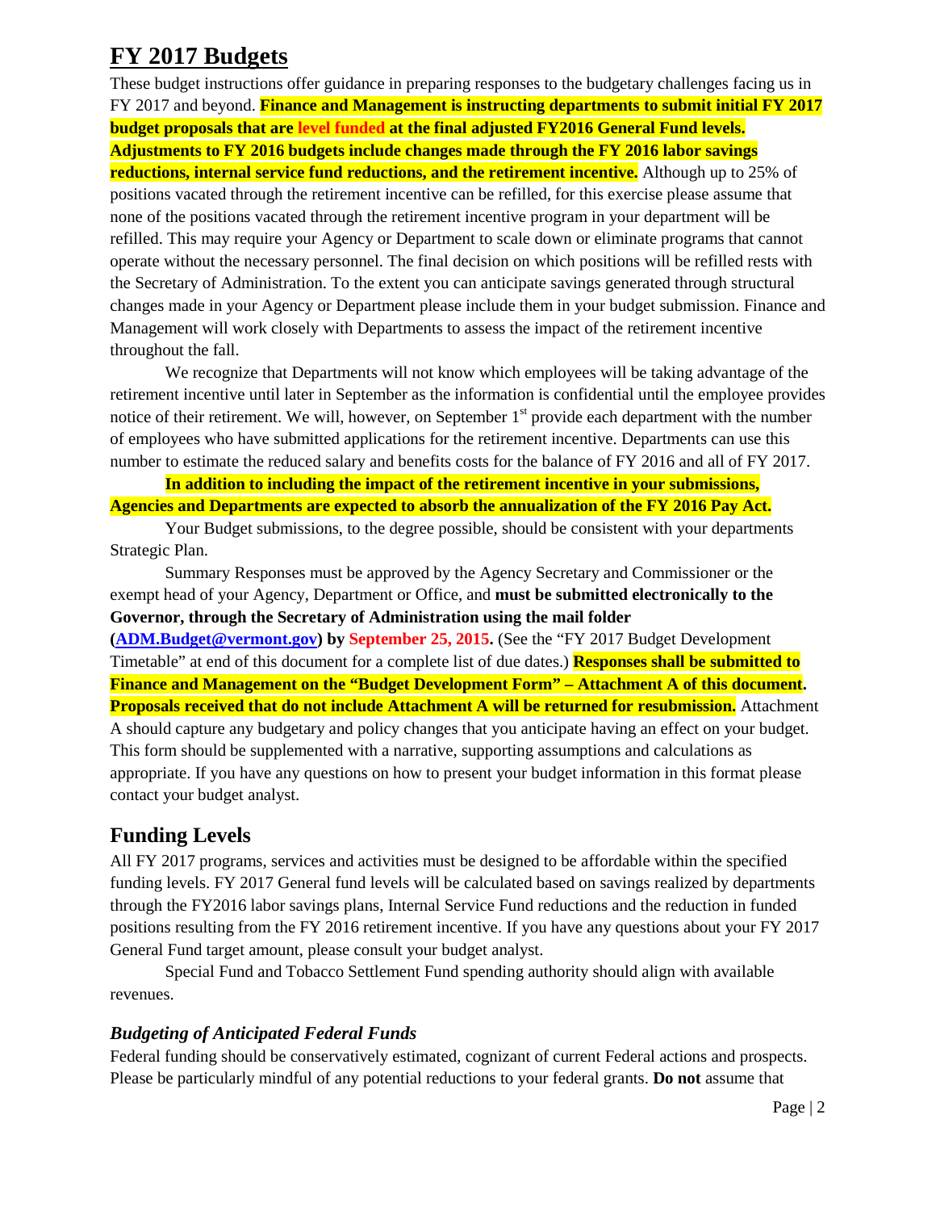# FY 2017 Budgets

These budget instructions offer guidance in preparing responses to the budgetary challenges facing us in FY 2017 and beyond. **Finance and Management is instructing departments to submit initial FY 2017 budget proposals that are level funded at the final adjusted FY2016 General Fund levels. Adjustments to FY 2016 budgets include changes made through the FY 2016 labor savings reductions, internal service fund reductions, and the retirement incentive.** Although up to 25% of positions vacated through the retirement incentive can be refilled, for this exercise please assume that none of the positions vacated through the retirement incentive program in your department will be refilled. This may require your Agency or Department to scale down or eliminate programs that cannot operate without the necessary personnel. The final decision on which positions will be refilled rests with the Secretary of Administration. To the extent you can anticipate savings generated through structural changes made in your Agency or Department please include them in your budget submission. Finance and Management will work closely with Departments to assess the impact of the retirement incentive throughout the fall.

We recognize that Departments will not know which employees will be taking advantage of the retirement incentive until later in September as the information is confidential until the employee provides notice of their retirement. We will, however, on September 1st provide each department with the number of employees who have submitted applications for the retirement incentive. Departments can use this number to estimate the reduced salary and benefits costs for the balance of FY 2016 and all of FY 2017.

**In addition to including the impact of the retirement incentive in your submissions, Agencies and Departments are expected to absorb the annualization of the FY 2016 Pay Act.**

Your Budget submissions, to the degree possible, should be consistent with your departments Strategic Plan.

Summary Responses must be approved by the Agency Secretary and Commissioner or the exempt head of your Agency, Department or Office, and **must be submitted electronically to the Governor, through the Secretary of Administration using the mail folder (ADM.Budget@vermont.gov) by September 25, 2015.** (See the "FY 2017 Budget Development Timetable" at end of this document for a complete list of due dates.) **Responses shall be submitted to Finance and Management on the "Budget Development Form" – Attachment A of this document. Proposals received that do not include Attachment A will be returned for resubmission.** Attachment A should capture any budgetary and policy changes that you anticipate having an effect on your budget. This form should be supplemented with a narrative, supporting assumptions and calculations as appropriate. If you have any questions on how to present your budget information in this format please contact your budget analyst.

## Funding Levels

All FY 2017 programs, services and activities must be designed to be affordable within the specified funding levels. FY 2017 General fund levels will be calculated based on savings realized by departments through the FY2016 labor savings plans, Internal Service Fund reductions and the reduction in funded positions resulting from the FY 2016 retirement incentive. If you have any questions about your FY 2017 General Fund target amount, please consult your budget analyst.

Special Fund and Tobacco Settlement Fund spending authority should align with available revenues.

### *Budgeting of Anticipated Federal Funds*

Federal funding should be conservatively estimated, cognizant of current Federal actions and prospects. Please be particularly mindful of any potential reductions to your federal grants. **Do not** assume that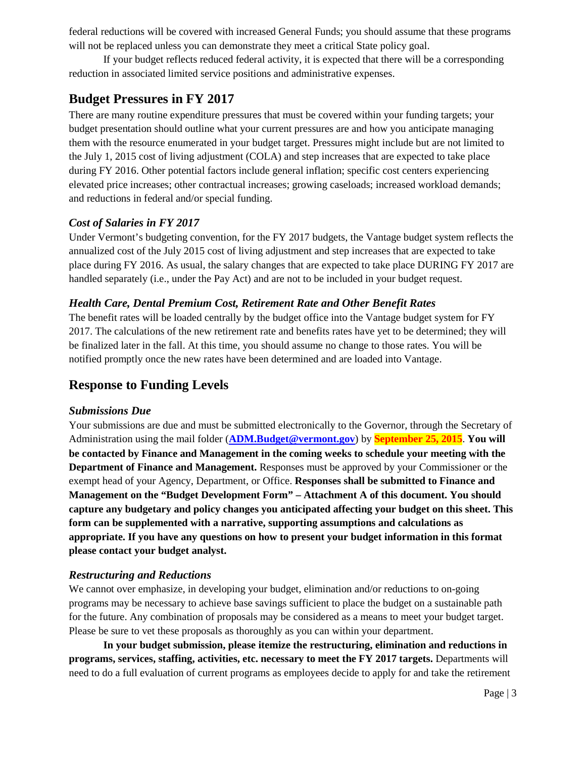federal reductions will be covered with increased General Funds; you should assume that these programs will not be replaced unless you can demonstrate they meet a critical State policy goal.

If your budget reflects reduced federal activity, it is expected that there will be a corresponding reduction in associated limited service positions and administrative expenses.

## Budget Pressures in FY 2017

There are many routine expenditure pressures that must be covered within your funding targets; your budget presentation should outline what your current pressures are and how you anticipate managing them with the resource enumerated in your budget target. Pressures might include but are not limited to the July 1, 2015 cost of living adjustment (COLA) and step increases that are expected to take place during FY 2016. Other potential factors include general inflation; specific cost centers experiencing elevated price increases; other contractual increases; growing caseloads; increased workload demands; and reductions in federal and/or special funding.

### *Cost of Salaries in FY 2017*

Under Vermont's budgeting convention, for the FY 2017 budgets, the Vantage budget system reflects the annualized cost of the July 2015 cost of living adjustment and step increases that are expected to take place during FY 2016. As usual, the salary changes that are expected to take place DURING FY 2017 are handled separately (i.e., under the Pay Act) and are not to be included in your budget request.

### *Health Care, Dental Premium Cost, Retirement Rate and Other Benefit Rates*

The benefit rates will be loaded centrally by the budget office into the Vantage budget system for FY 2017. The calculations of the new retirement rate and benefits rates have yet to be determined; they will be finalized later in the fall. At this time, you should assume no change to those rates. You will be notified promptly once the new rates have been determined and are loaded into Vantage.

## Response to Funding Levels

### *Submissions Due*

Your submissions are due and must be submitted electronically to the Governor, through the Secretary of Administration using the mail folder (**ADM.Budget@vermont.gov**) by **September 25, 2015**. **You will be contacted by Finance and Management in the coming weeks to schedule your meeting with the Department of Finance and Management.** Responses must be approved by your Commissioner or the exempt head of your Agency, Department, or Office. **Responses shall be submitted to Finance and Management on the "Budget Development Form" – Attachment A of this document. You should capture any budgetary and policy changes you anticipated affecting your budget on this sheet. This form can be supplemented with a narrative, supporting assumptions and calculations as appropriate. If you have any questions on how to present your budget information in this format please contact your budget analyst.**

### *Restructuring and Reductions*

We cannot over emphasize, in developing your budget, elimination and/or reductions to on-going programs may be necessary to achieve base savings sufficient to place the budget on a sustainable path for the future. Any combination of proposals may be considered as a means to meet your budget target. Please be sure to vet these proposals as thoroughly as you can within your department.

**In your budget submission, please itemize the restructuring, elimination and reductions in programs, services, staffing, activities, etc. necessary to meet the FY 2017 targets.** Departments will need to do a full evaluation of current programs as employees decide to apply for and take the retirement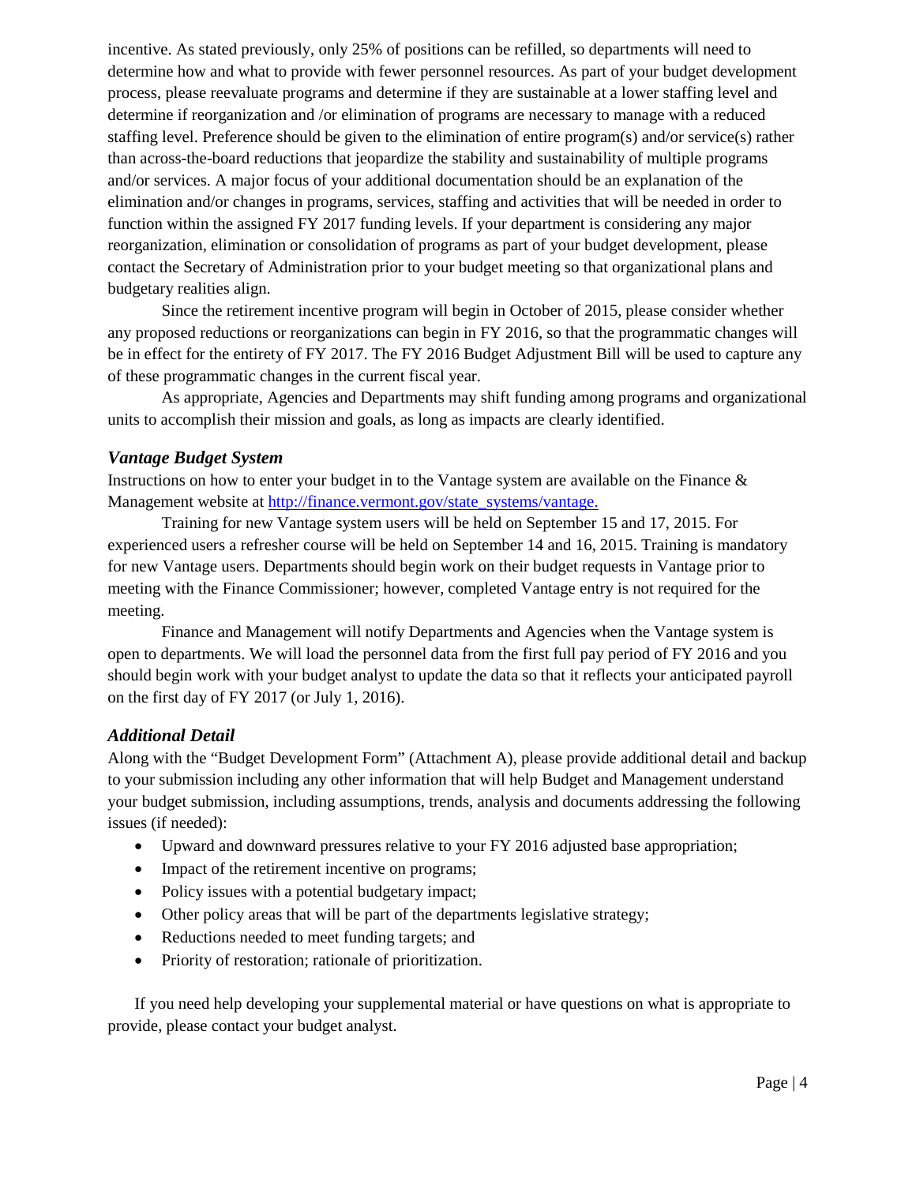incentive. As stated previously, only 25% of positions can be refilled, so departments will need to determine how and what to provide with fewer personnel resources. As part of your budget development process, please reevaluate programs and determine if they are sustainable at a lower staffing level and determine if reorganization and /or elimination of programs are necessary to manage with a reduced staffing level. Preference should be given to the elimination of entire program(s) and/or service(s) rather than across-the-board reductions that jeopardize the stability and sustainability of multiple programs and/or services. A major focus of your additional documentation should be an explanation of the elimination and/or changes in programs, services, staffing and activities that will be needed in order to function within the assigned FY 2017 funding levels. If your department is considering any major reorganization, elimination or consolidation of programs as part of your budget development, please contact the Secretary of Administration prior to your budget meeting so that organizational plans and budgetary realities align.

Since the retirement incentive program will begin in October of 2015, please consider whether any proposed reductions or reorganizations can begin in FY 2016, so that the programmatic changes will be in effect for the entirety of FY 2017. The FY 2016 Budget Adjustment Bill will be used to capture any of these programmatic changes in the current fiscal year.

As appropriate, Agencies and Departments may shift funding among programs and organizational units to accomplish their mission and goals, as long as impacts are clearly identified.

### *Vantage Budget System*

Instructions on how to enter your budget in to the Vantage system are available on the Finance & Management website at [http://finance.vermont.gov/state_systems/vantage.](http://finance.vermont.gov/state_systems/vantage)

Training for new Vantage system users will be held on September 15 and 17, 2015. For experienced users a refresher course will be held on September 14 and 16, 2015. Training is mandatory for new Vantage users. Departments should begin work on their budget requests in Vantage prior to meeting with the Finance Commissioner; however, completed Vantage entry is not required for the meeting.

Finance and Management will notify Departments and Agencies when the Vantage system is open to departments. We will load the personnel data from the first full pay period of FY 2016 and you should begin work with your budget analyst to update the data so that it reflects your anticipated payroll on the first day of FY 2017 (or July 1, 2016).

### *Additional Detail*

Along with the "Budget Development Form" (Attachment A), please provide additional detail and backup to your submission including any other information that will help Budget and Management understand your budget submission, including assumptions, trends, analysis and documents addressing the following issues (if needed):

- Upward and downward pressures relative to your FY 2016 adjusted base appropriation;
- Impact of the retirement incentive on programs;
- Policy issues with a potential budgetary impact;
- Other policy areas that will be part of the departments legislative strategy;
- Reductions needed to meet funding targets; and
- Priority of restoration; rationale of prioritization.

If you need help developing your supplemental material or have questions on what is appropriate to provide, please contact your budget analyst.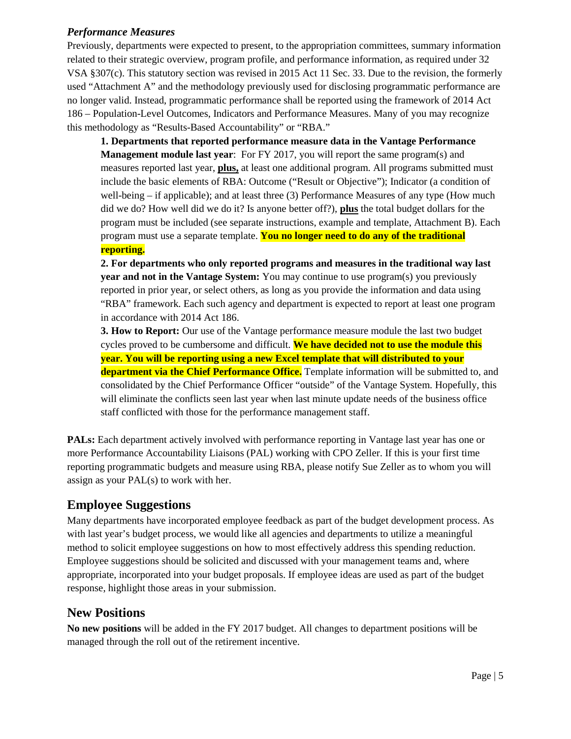### *Performance Measures*

Previously, departments were expected to present, to the appropriation committees, summary information related to their strategic overview, program profile, and performance information, as required under 32 VSA §307(c). This statutory section was revised in 2015 Act 11 Sec. 33. Due to the revision, the formerly used "Attachment A" and the methodology previously used for disclosing programmatic performance are no longer valid. Instead, programmatic performance shall be reported using the framework of 2014 Act 186 – Population-Level Outcomes, Indicators and Performance Measures. Many of you may recognize this methodology as "Results-Based Accountability" or "RBA."

**1. Departments that reported performance measure data in the Vantage Performance Management module last year**: For FY 2017, you will report the same program(s) and measures reported last year, **plus,** at least one additional program. All programs submitted must include the basic elements of RBA: Outcome ("Result or Objective"); Indicator (a condition of well-being – if applicable); and at least three (3) Performance Measures of any type (How much did we do? How well did we do it? Is anyone better off?), **plus** the total budget dollars for the program must be included (see separate instructions, example and template, Attachment B). Each program must use a separate template. **You no longer need to do any of the traditional reporting.**

**2. For departments who only reported programs and measures in the traditional way last year and not in the Vantage System:** You may continue to use program(s) you previously reported in prior year, or select others, as long as you provide the information and data using "RBA" framework. Each such agency and department is expected to report at least one program in accordance with 2014 Act 186.

**3. How to Report:** Our use of the Vantage performance measure module the last two budget cycles proved to be cumbersome and difficult. **We have decided not to use the module this year. You will be reporting using a new Excel template that will distributed to your department via the Chief Performance Office.** Template information will be submitted to, and consolidated by the Chief Performance Officer "outside" of the Vantage System. Hopefully, this will eliminate the conflicts seen last year when last minute update needs of the business office staff conflicted with those for the performance management staff.

**PALs:** Each department actively involved with performance reporting in Vantage last year has one or more Performance Accountability Liaisons (PAL) working with CPO Zeller. If this is your first time reporting programmatic budgets and measure using RBA, please notify Sue Zeller as to whom you will assign as your PAL(s) to work with her.

## Employee Suggestions

Many departments have incorporated employee feedback as part of the budget development process. As with last year's budget process, we would like all agencies and departments to utilize a meaningful method to solicit employee suggestions on how to most effectively address this spending reduction. Employee suggestions should be solicited and discussed with your management teams and, where appropriate, incorporated into your budget proposals. If employee ideas are used as part of the budget response, highlight those areas in your submission.

## New Positions

**No new positions** will be added in the FY 2017 budget. All changes to department positions will be managed through the roll out of the retirement incentive.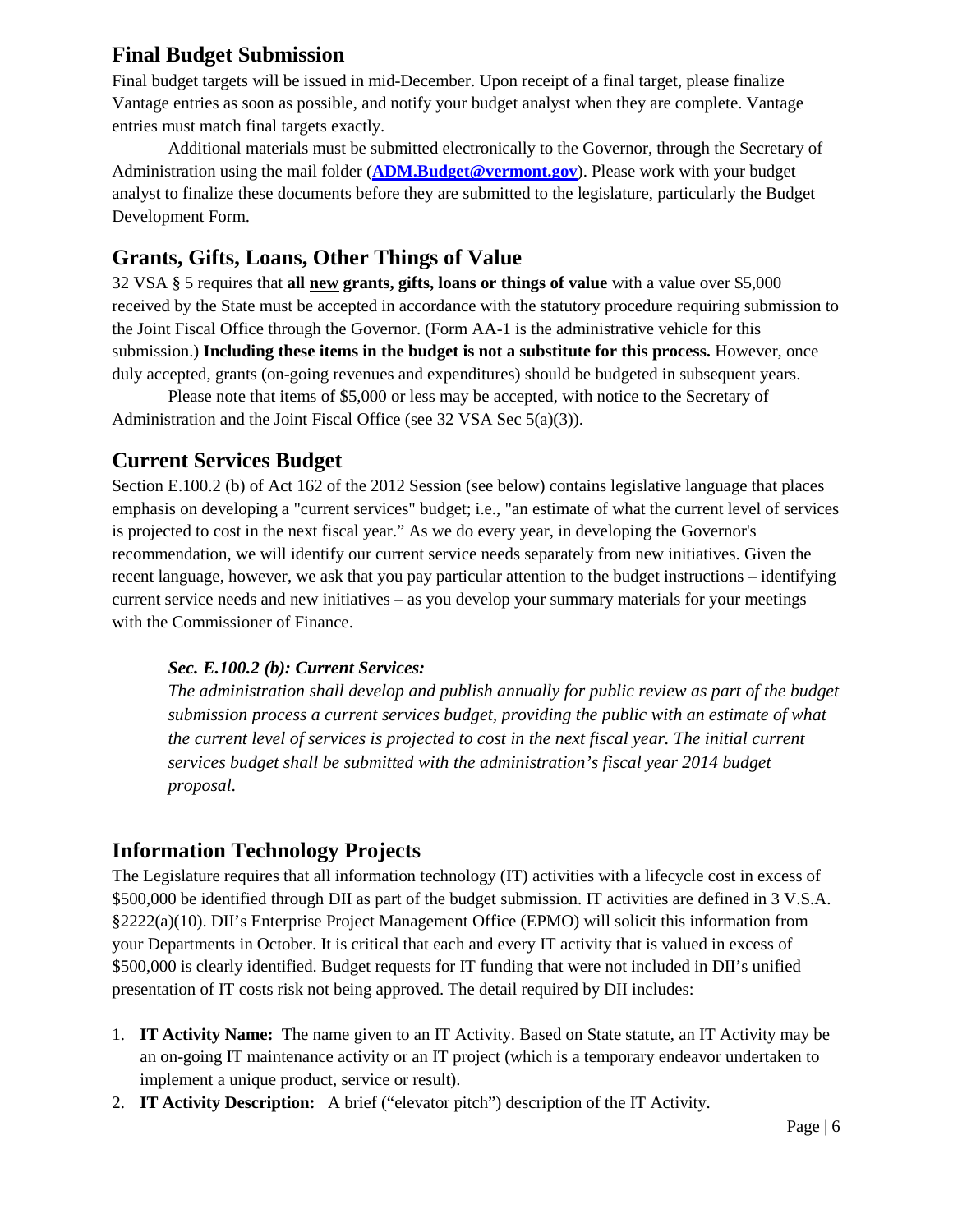## Final Budget Submission

Final budget targets will be issued in mid-December. Upon receipt of a final target, please finalize Vantage entries as soon as possible, and notify your budget analyst when they are complete. Vantage entries must match final targets exactly.

Additional materials must be submitted electronically to the Governor, through the Secretary of Administration using the mail folder (**ADM.Budget@vermont.gov**). Please work with your budget analyst to finalize these documents before they are submitted to the legislature, particularly the Budget Development Form.

## Grants, Gifts, Loans, Other Things of Value

32 VSA § 5 requires that **all new grants, gifts, loans or things of value** with a value over $5,000 received by the State must be accepted in accordance with the statutory procedure requiring submission to the Joint Fiscal Office through the Governor. (Form AA-1 is the administrative vehicle for this submission.) **Including these items in the budget is not a substitute for this process.** However, once duly accepted, grants (on-going revenues and expenditures) should be budgeted in subsequent years.

Please note that items of $5,000 or less may be accepted, with notice to the Secretary of Administration and the Joint Fiscal Office (see 32 VSA Sec 5(a)(3)).

## Current Services Budget

Section E.100.2 (b) of Act 162 of the 2012 Session (see below) contains legislative language that places emphasis on developing a "current services" budget; i.e., "an estimate of what the current level of services is projected to cost in the next fiscal year." As we do every year, in developing the Governor's recommendation, we will identify our current service needs separately from new initiatives. Given the recent language, however, we ask that you pay particular attention to the budget instructions – identifying current service needs and new initiatives – as you develop your summary materials for your meetings with the Commissioner of Finance.

> ***Sec. E.100.2 (b): Current Services:***
> *The administration shall develop and publish annually for public review as part of the budget submission process a current services budget, providing the public with an estimate of what the current level of services is projected to cost in the next fiscal year. The initial current services budget shall be submitted with the administration's fiscal year 2014 budget proposal.*

## Information Technology Projects

The Legislature requires that all information technology (IT) activities with a lifecycle cost in excess of $500,000 be identified through DII as part of the budget submission. IT activities are defined in 3 V.S.A. §2222(a)(10). DII's Enterprise Project Management Office (EPMO) will solicit this information from your Departments in October. It is critical that each and every IT activity that is valued in excess of $500,000 is clearly identified. Budget requests for IT funding that were not included in DII's unified presentation of IT costs risk not being approved. The detail required by DII includes:

1. **IT Activity Name:** The name given to an IT Activity. Based on State statute, an IT Activity may be an on-going IT maintenance activity or an IT project (which is a temporary endeavor undertaken to implement a unique product, service or result).
2. **IT Activity Description:** A brief ("elevator pitch") description of the IT Activity.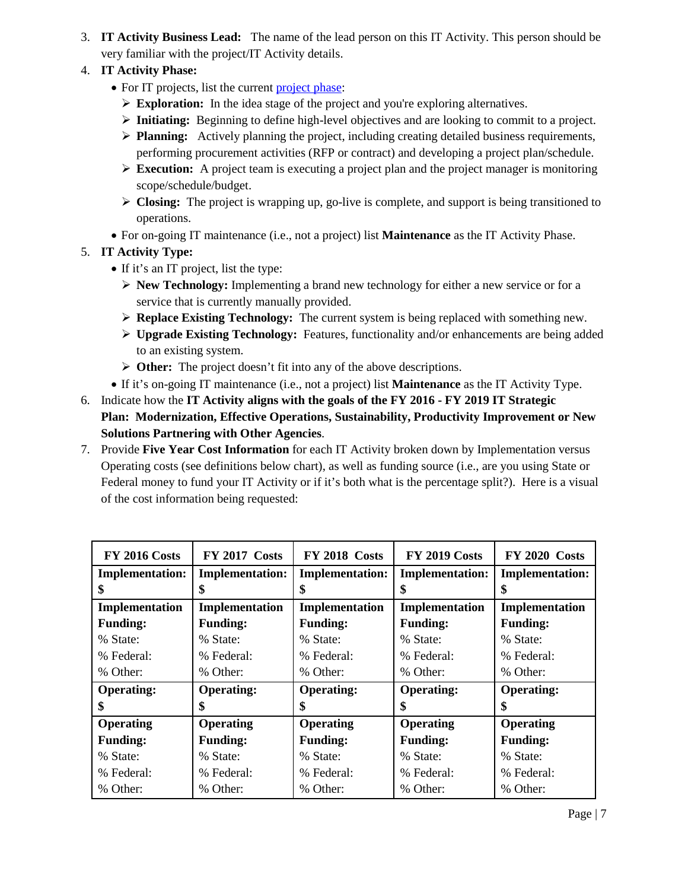3. **IT Activity Business Lead:** The name of the lead person on this IT Activity. This person should be very familiar with the project/IT Activity details.
4. **IT Activity Phase:**
   - For IT projects, list the current project phase:
     - ➢ **Exploration:** In the idea stage of the project and you're exploring alternatives.
     - ➢ **Initiating:** Beginning to define high-level objectives and are looking to commit to a project.
     - ➢ **Planning:** Actively planning the project, including creating detailed business requirements, performing procurement activities (RFP or contract) and developing a project plan/schedule.
     - ➢ **Execution:** A project team is executing a project plan and the project manager is monitoring scope/schedule/budget.
     - ➢ **Closing:** The project is wrapping up, go-live is complete, and support is being transitioned to operations.
   - For on-going IT maintenance (i.e., not a project) list **Maintenance** as the IT Activity Phase.
5. **IT Activity Type:**
   - If it's an IT project, list the type:
     - ➢ **New Technology:** Implementing a brand new technology for either a new service or for a service that is currently manually provided.
     - ➢ **Replace Existing Technology:** The current system is being replaced with something new.
     - ➢ **Upgrade Existing Technology:** Features, functionality and/or enhancements are being added to an existing system.
     - ➢ **Other:** The project doesn't fit into any of the above descriptions.
   - If it's on-going IT maintenance (i.e., not a project) list **Maintenance** as the IT Activity Type.
6. Indicate how the **IT Activity aligns with the goals of the FY 2016 - FY 2019 IT Strategic Plan: Modernization, Effective Operations, Sustainability, Productivity Improvement or New Solutions Partnering with Other Agencies**.
7. Provide **Five Year Cost Information** for each IT Activity broken down by Implementation versus Operating costs (see definitions below chart), as well as funding source (i.e., are you using State or Federal money to fund your IT Activity or if it's both what is the percentage split?). Here is a visual of the cost information being requested:

| FY 2016 Costs | FY 2017 Costs | FY 2018 Costs | FY 2019 Costs | FY 2020 Costs |
|---|---|---|---|---|
| **Implementation: $** | **Implementation: $** | **Implementation: $** | **Implementation: $** | **Implementation: $** |
| **Implementation Funding:** % State: % Federal: % Other: | **Implementation Funding:** % State: % Federal: % Other: | **Implementation Funding:** % State: % Federal: % Other: | **Implementation Funding:** % State: % Federal: % Other: | **Implementation Funding:** % State: % Federal: % Other: |
| **Operating: $** | **Operating: $** | **Operating: $** | **Operating: $** | **Operating: $** |
| **Operating Funding:** % State: % Federal: % Other: | **Operating Funding:** % State: % Federal: % Other: | **Operating Funding:** % State: % Federal: % Other: | **Operating Funding:** % State: % Federal: % Other: | **Operating Funding:** % State: % Federal: % Other: |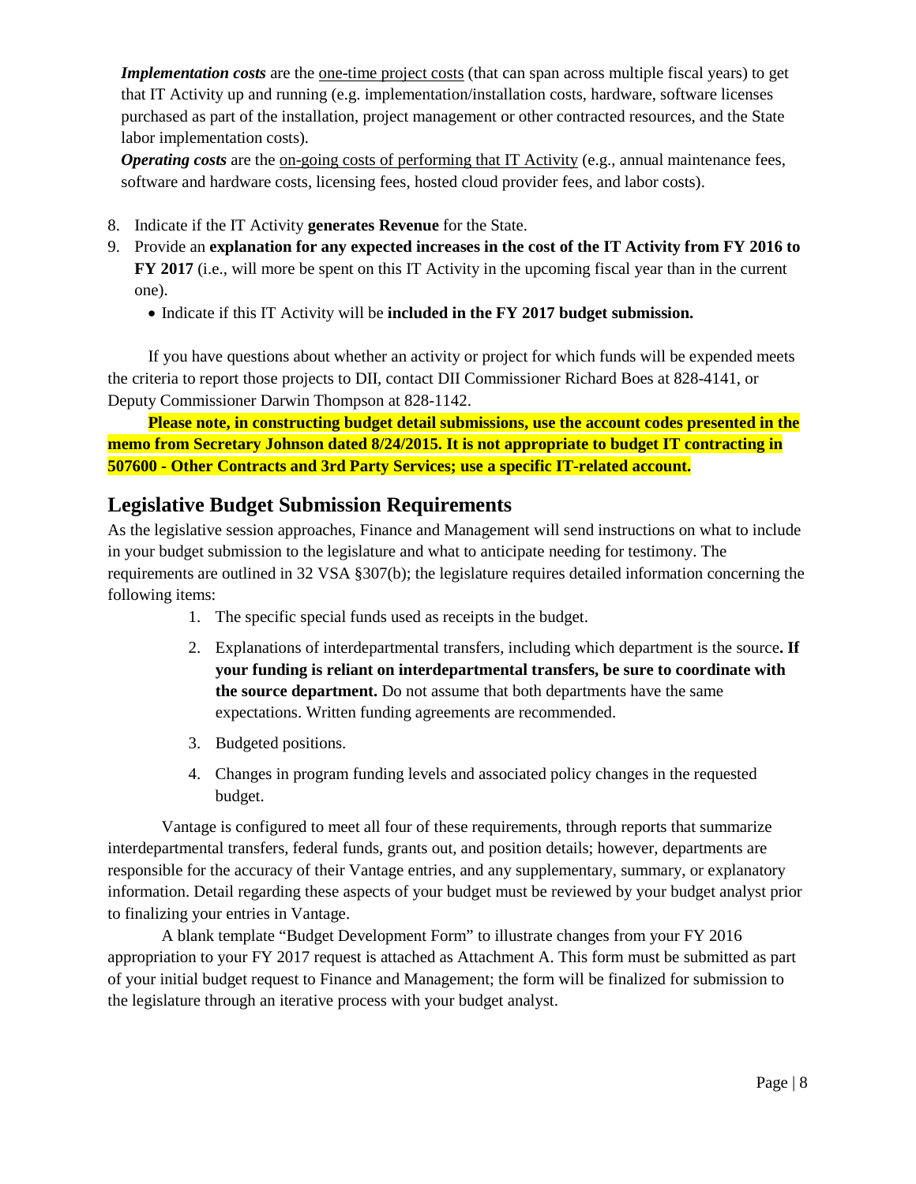*Implementation costs* are the one-time project costs (that can span across multiple fiscal years) to get that IT Activity up and running (e.g. implementation/installation costs, hardware, software licenses purchased as part of the installation, project management or other contracted resources, and the State labor implementation costs).

*Operating costs* are the on-going costs of performing that IT Activity (e.g., annual maintenance fees, software and hardware costs, licensing fees, hosted cloud provider fees, and labor costs).

8. Indicate if the IT Activity **generates Revenue** for the State.
9. Provide an **explanation for any expected increases in the cost of the IT Activity from FY 2016 to FY 2017** (i.e., will more be spent on this IT Activity in the upcoming fiscal year than in the current one).
   - Indicate if this IT Activity will be **included in the FY 2017 budget submission.**

If you have questions about whether an activity or project for which funds will be expended meets the criteria to report those projects to DII, contact DII Commissioner Richard Boes at 828-4141, or Deputy Commissioner Darwin Thompson at 828-1142.

**Please note, in constructing budget detail submissions, use the account codes presented in the memo from Secretary Johnson dated 8/24/2015. It is not appropriate to budget IT contracting in 507600 - Other Contracts and 3rd Party Services; use a specific IT-related account.**

## Legislative Budget Submission Requirements

As the legislative session approaches, Finance and Management will send instructions on what to include in your budget submission to the legislature and what to anticipate needing for testimony. The requirements are outlined in 32 VSA §307(b); the legislature requires detailed information concerning the following items:

1. The specific special funds used as receipts in the budget.
2. Explanations of interdepartmental transfers, including which department is the source**. If your funding is reliant on interdepartmental transfers, be sure to coordinate with the source department.** Do not assume that both departments have the same expectations. Written funding agreements are recommended.
3. Budgeted positions.
4. Changes in program funding levels and associated policy changes in the requested budget.

Vantage is configured to meet all four of these requirements, through reports that summarize interdepartmental transfers, federal funds, grants out, and position details; however, departments are responsible for the accuracy of their Vantage entries, and any supplementary, summary, or explanatory information. Detail regarding these aspects of your budget must be reviewed by your budget analyst prior to finalizing your entries in Vantage.

A blank template "Budget Development Form" to illustrate changes from your FY 2016 appropriation to your FY 2017 request is attached as Attachment A. This form must be submitted as part of your initial budget request to Finance and Management; the form will be finalized for submission to the legislature through an iterative process with your budget analyst.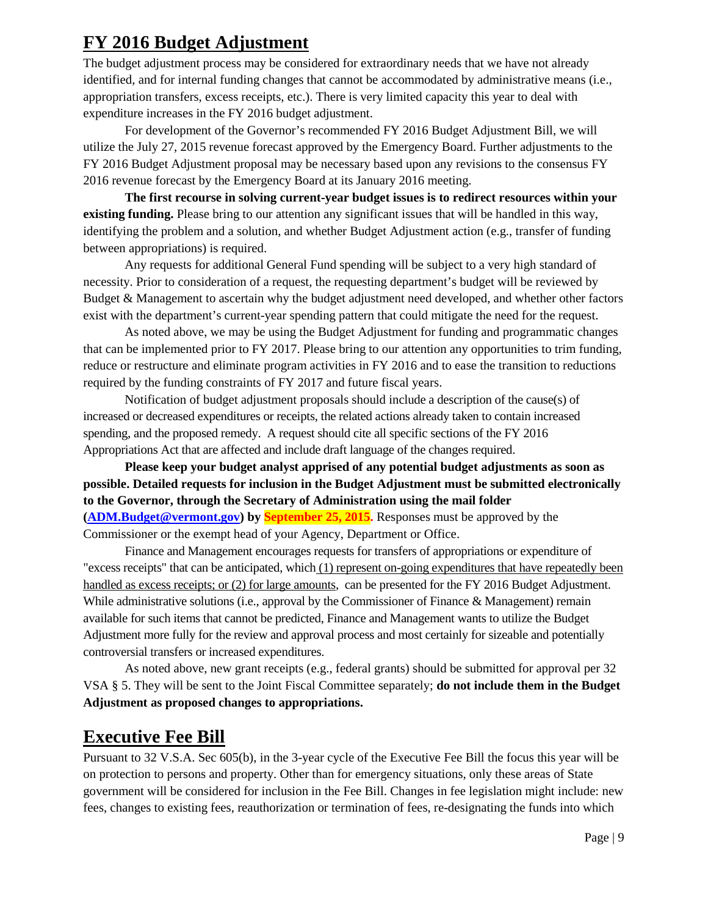## FY 2016 Budget Adjustment

The budget adjustment process may be considered for extraordinary needs that we have not already identified, and for internal funding changes that cannot be accommodated by administrative means (i.e., appropriation transfers, excess receipts, etc.). There is very limited capacity this year to deal with expenditure increases in the FY 2016 budget adjustment.

For development of the Governor's recommended FY 2016 Budget Adjustment Bill, we will utilize the July 27, 2015 revenue forecast approved by the Emergency Board. Further adjustments to the FY 2016 Budget Adjustment proposal may be necessary based upon any revisions to the consensus FY 2016 revenue forecast by the Emergency Board at its January 2016 meeting.

**The first recourse in solving current-year budget issues is to redirect resources within your existing funding.** Please bring to our attention any significant issues that will be handled in this way, identifying the problem and a solution, and whether Budget Adjustment action (e.g., transfer of funding between appropriations) is required.

Any requests for additional General Fund spending will be subject to a very high standard of necessity. Prior to consideration of a request, the requesting department's budget will be reviewed by Budget & Management to ascertain why the budget adjustment need developed, and whether other factors exist with the department's current-year spending pattern that could mitigate the need for the request.

As noted above, we may be using the Budget Adjustment for funding and programmatic changes that can be implemented prior to FY 2017. Please bring to our attention any opportunities to trim funding, reduce or restructure and eliminate program activities in FY 2016 and to ease the transition to reductions required by the funding constraints of FY 2017 and future fiscal years.

Notification of budget adjustment proposals should include a description of the cause(s) of increased or decreased expenditures or receipts, the related actions already taken to contain increased spending, and the proposed remedy. A request should cite all specific sections of the FY 2016 Appropriations Act that are affected and include draft language of the changes required.

**Please keep your budget analyst apprised of any potential budget adjustments as soon as possible. Detailed requests for inclusion in the Budget Adjustment must be submitted electronically to the Governor, through the Secretary of Administration using the mail folder (ADM.Budget@vermont.gov) by September 25, 2015.** Responses must be approved by the Commissioner or the exempt head of your Agency, Department or Office.

Finance and Management encourages requests for transfers of appropriations or expenditure of "excess receipts" that can be anticipated, which (1) represent on-going expenditures that have repeatedly been handled as excess receipts; or (2) for large amounts, can be presented for the FY 2016 Budget Adjustment. While administrative solutions (i.e., approval by the Commissioner of Finance & Management) remain available for such items that cannot be predicted, Finance and Management wants to utilize the Budget Adjustment more fully for the review and approval process and most certainly for sizeable and potentially controversial transfers or increased expenditures.

As noted above, new grant receipts (e.g., federal grants) should be submitted for approval per 32 VSA § 5. They will be sent to the Joint Fiscal Committee separately; **do not include them in the Budget Adjustment as proposed changes to appropriations.**

## Executive Fee Bill

Pursuant to 32 V.S.A. Sec 605(b), in the 3-year cycle of the Executive Fee Bill the focus this year will be on protection to persons and property. Other than for emergency situations, only these areas of State government will be considered for inclusion in the Fee Bill. Changes in fee legislation might include: new fees, changes to existing fees, reauthorization or termination of fees, re-designating the funds into which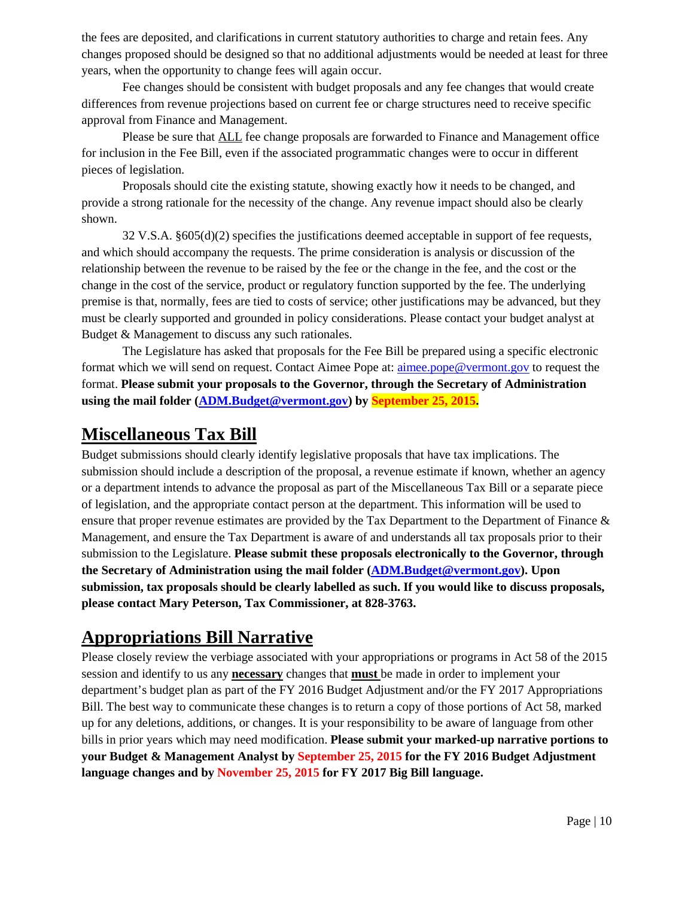the fees are deposited, and clarifications in current statutory authorities to charge and retain fees. Any changes proposed should be designed so that no additional adjustments would be needed at least for three years, when the opportunity to change fees will again occur.

Fee changes should be consistent with budget proposals and any fee changes that would create differences from revenue projections based on current fee or charge structures need to receive specific approval from Finance and Management.

Please be sure that ALL fee change proposals are forwarded to Finance and Management office for inclusion in the Fee Bill, even if the associated programmatic changes were to occur in different pieces of legislation.

Proposals should cite the existing statute, showing exactly how it needs to be changed, and provide a strong rationale for the necessity of the change. Any revenue impact should also be clearly shown.

32 V.S.A. §605(d)(2) specifies the justifications deemed acceptable in support of fee requests, and which should accompany the requests. The prime consideration is analysis or discussion of the relationship between the revenue to be raised by the fee or the change in the fee, and the cost or the change in the cost of the service, product or regulatory function supported by the fee. The underlying premise is that, normally, fees are tied to costs of service; other justifications may be advanced, but they must be clearly supported and grounded in policy considerations. Please contact your budget analyst at Budget & Management to discuss any such rationales.

The Legislature has asked that proposals for the Fee Bill be prepared using a specific electronic format which we will send on request. Contact Aimee Pope at: aimee.pope@vermont.gov to request the format. **Please submit your proposals to the Governor, through the Secretary of Administration using the mail folder (ADM.Budget@vermont.gov) by September 25, 2015.**

## Miscellaneous Tax Bill

Budget submissions should clearly identify legislative proposals that have tax implications. The submission should include a description of the proposal, a revenue estimate if known, whether an agency or a department intends to advance the proposal as part of the Miscellaneous Tax Bill or a separate piece of legislation, and the appropriate contact person at the department. This information will be used to ensure that proper revenue estimates are provided by the Tax Department to the Department of Finance & Management, and ensure the Tax Department is aware of and understands all tax proposals prior to their submission to the Legislature. **Please submit these proposals electronically to the Governor, through the Secretary of Administration using the mail folder (ADM.Budget@vermont.gov). Upon submission, tax proposals should be clearly labelled as such. If you would like to discuss proposals, please contact Mary Peterson, Tax Commissioner, at 828-3763.**

## Appropriations Bill Narrative

Please closely review the verbiage associated with your appropriations or programs in Act 58 of the 2015 session and identify to us any **necessary** changes that **must** be made in order to implement your department's budget plan as part of the FY 2016 Budget Adjustment and/or the FY 2017 Appropriations Bill. The best way to communicate these changes is to return a copy of those portions of Act 58, marked up for any deletions, additions, or changes. It is your responsibility to be aware of language from other bills in prior years which may need modification. **Please submit your marked-up narrative portions to your Budget & Management Analyst by September 25, 2015 for the FY 2016 Budget Adjustment language changes and by November 25, 2015 for FY 2017 Big Bill language.**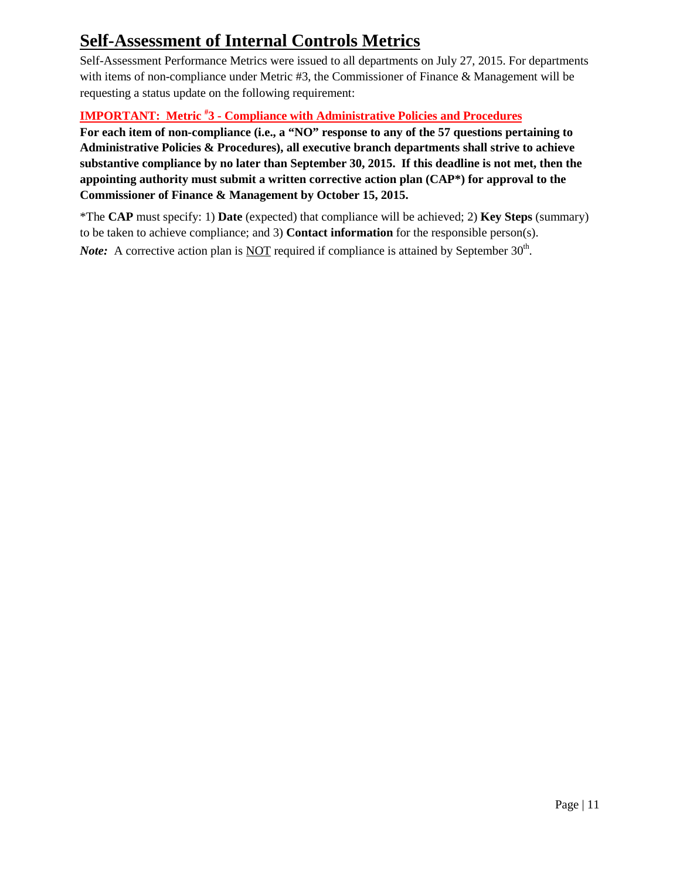# Self-Assessment of Internal Controls Metrics

Self-Assessment Performance Metrics were issued to all departments on July 27, 2015. For departments with items of non-compliance under Metric #3, the Commissioner of Finance & Management will be requesting a status update on the following requirement:

**IMPORTANT: Metric #3 - Compliance with Administrative Policies and Procedures**

**For each item of non-compliance (i.e., a "NO" response to any of the 57 questions pertaining to Administrative Policies & Procedures), all executive branch departments shall strive to achieve substantive compliance by no later than September 30, 2015. If this deadline is not met, then the appointing authority must submit a written corrective action plan (CAP*) for approval to the Commissioner of Finance & Management by October 15, 2015.**

*The **CAP** must specify: 1) **Date** (expected) that compliance will be achieved; 2) **Key Steps** (summary) to be taken to achieve compliance; and 3) **Contact information** for the responsible person(s).

***Note:*** A corrective action plan is NOT required if compliance is attained by September 30th.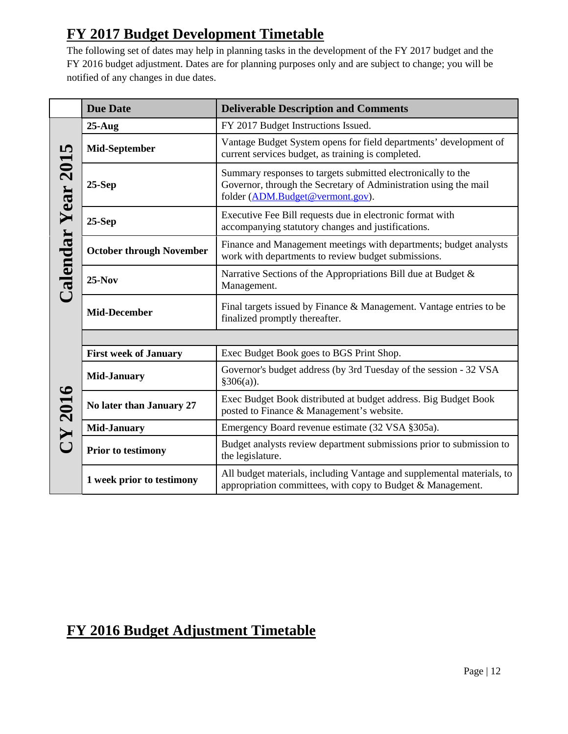# FY 2017 Budget Development Timetable

The following set of dates may help in planning tasks in the development of the FY 2017 budget and the FY 2016 budget adjustment. Dates are for planning purposes only and are subject to change; you will be notified of any changes in due dates.

| | Due Date | Deliverable Description and Comments |
|---|---|---|
| Calendar Year 2015 | **25-Aug** | FY 2017 Budget Instructions Issued. |
| | **Mid-September** | Vantage Budget System opens for field departments' development of current services budget, as training is completed. |
| | **25-Sep** | Summary responses to targets submitted electronically to the Governor, through the Secretary of Administration using the mail folder (ADM.Budget@vermont.gov). |
| | **25-Sep** | Executive Fee Bill requests due in electronic format with accompanying statutory changes and justifications. |
| | **October through November** | Finance and Management meetings with departments; budget analysts work with departments to review budget submissions. |
| | **25-Nov** | Narrative Sections of the Appropriations Bill due at Budget & Management. |
| | **Mid-December** | Final targets issued by Finance & Management. Vantage entries to be finalized promptly thereafter. |
| | | |
| CY 2016 | **First week of January** | Exec Budget Book goes to BGS Print Shop. |
| | **Mid-January** | Governor's budget address (by 3rd Tuesday of the session - 32 VSA §306(a)). |
| | **No later than January 27** | Exec Budget Book distributed at budget address. Big Budget Book posted to Finance & Management's website. |
| | **Mid-January** | Emergency Board revenue estimate (32 VSA §305a). |
| | **Prior to testimony** | Budget analysts review department submissions prior to submission to the legislature. |
| | **1 week prior to testimony** | All budget materials, including Vantage and supplemental materials, to appropriation committees, with copy to Budget & Management. |

# FY 2016 Budget Adjustment Timetable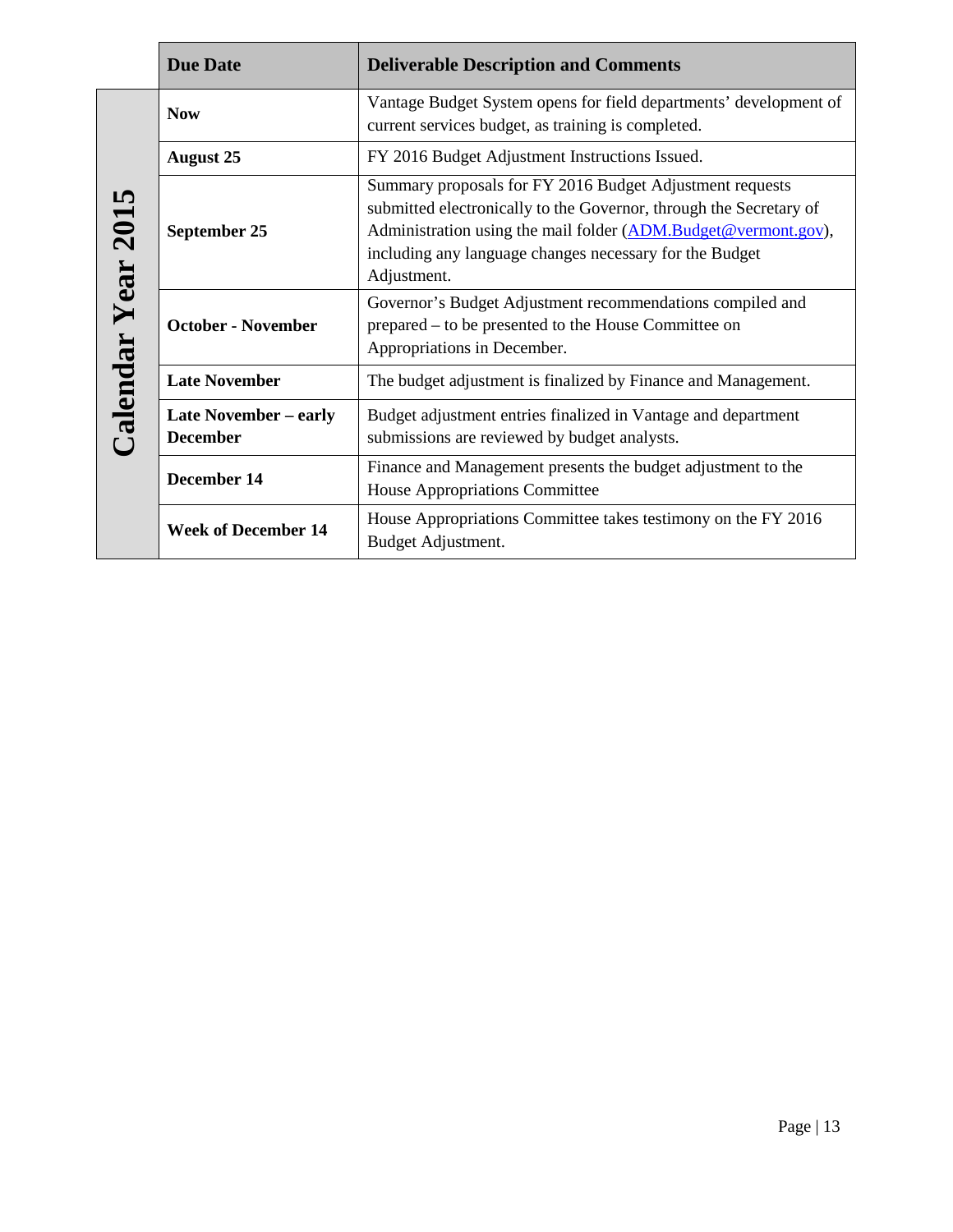| | Due Date | Deliverable Description and Comments |
|---|---|---|
| Calendar Year 2015 | **Now** | Vantage Budget System opens for field departments' development of current services budget, as training is completed. |
| | **August 25** | FY 2016 Budget Adjustment Instructions Issued. |
| | **September 25** | Summary proposals for FY 2016 Budget Adjustment requests submitted electronically to the Governor, through the Secretary of Administration using the mail folder (ADM.Budget@vermont.gov), including any language changes necessary for the Budget Adjustment. |
| | **October - November** | Governor's Budget Adjustment recommendations compiled and prepared – to be presented to the House Committee on Appropriations in December. |
| | **Late November** | The budget adjustment is finalized by Finance and Management. |
| | **Late November – early December** | Budget adjustment entries finalized in Vantage and department submissions are reviewed by budget analysts. |
| | **December 14** | Finance and Management presents the budget adjustment to the House Appropriations Committee |
| | **Week of December 14** | House Appropriations Committee takes testimony on the FY 2016 Budget Adjustment. |